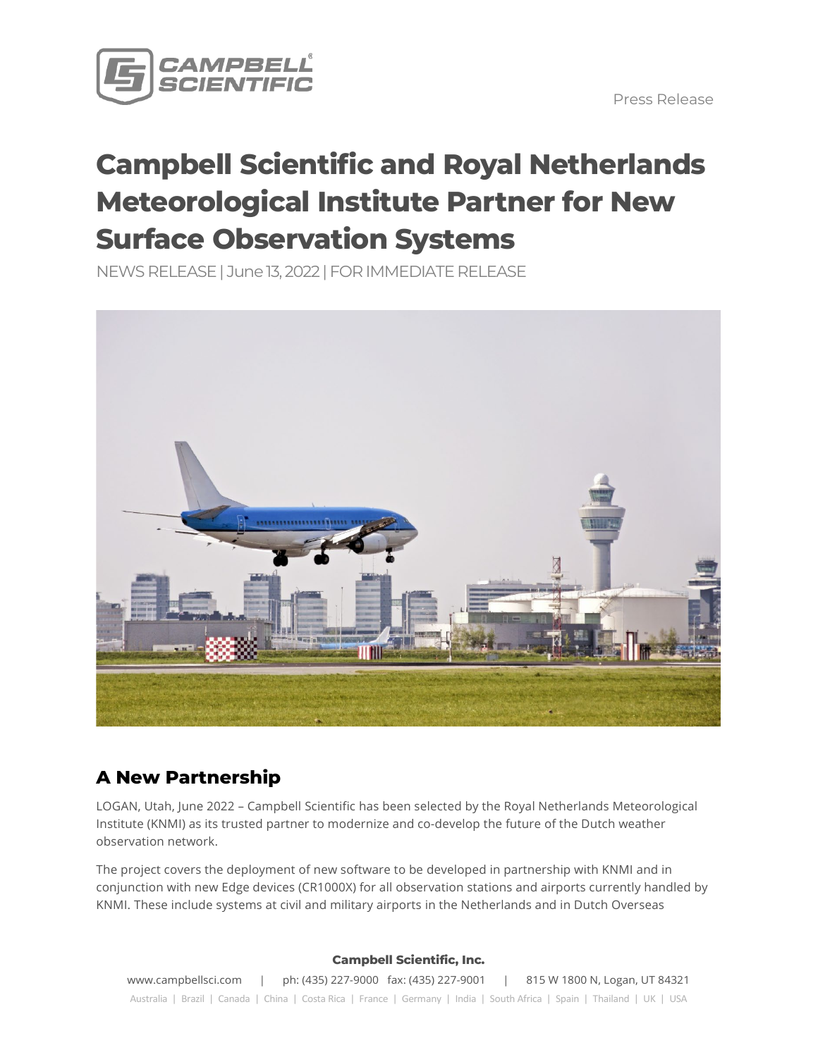Press Release

# Campbell Scientific and Royal Netherlands Meteorological Institute Partner for New Surface Observation Systems

NEWS RELEASE | June 13, 2022 | FOR IMMEDIATE RELEASE

## A New Partnership

LOGAN, Utah, June 2022 – Campbell Scientific has been selected by the Royal Netherlands Meteorological Institute (KNMI) as its trusted partner to modernize and co-develop the future of the Dutch weather observation network.

The project covers the deployment of new software to be developed in partnership with KNMI and in conjunction with new Edge devices (CR1000X) for all observation stations and airports currently handled by KNMI. These include systems at civil and military airports in the Netherlands and in Dutch Overseas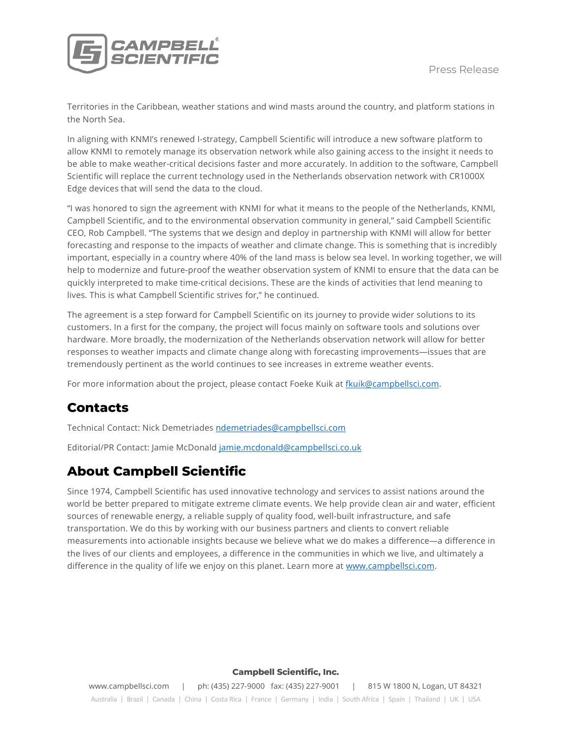Territories in the Caribbean, weather stations and wind masts around the country, and platform stations in the North Sea.

In aligning with KNMI's renewed I-strategy, Campbell Scientific will introduce a new software platform to allow KNMI to remotely manage its observation network while also gaining access to the insight it needs to be able to make weather-critical decisions faster and more accurately. In addition to the software, Campbell Scientific will replace the current technology used in the Netherlands observation network with CR1000X Edge devices that will send the data to the cloud.

"I was honored to sign the agreement with KNMI for what it means to the people of the Netherlands, KNMI, Campbell Scientific, and to the environmental observation community in general," said Campbell Scientific CEO, Rob Campbell. "The systems that we design and deploy in partnership with KNMI will allow for better forecasting and response to the impacts of weather and climate change. This is something that is incredibly important, especially in a country where 40% of the land mass is below sea level. In working together, we will help to modernize and future-proof the weather observation system of KNMI to ensure that the data can be quickly interpreted to make time-critical decisions. These are the kinds of activities that lend meaning to lives. This is what Campbell Scientific strives for," he continued.

The agreement is a step forward for Campbell Scientific on its journey to provide wider solutions to its customers. In a first for the company, the project will focus mainly on software tools and solutions over hardware. More broadly, the modernization of the Netherlands observation network will allow for better responses to weather impacts and climate change along with forecasting improvements—issues that are tremendously pertinent as the world continues to see increases in extreme weather events.

For more information about the project, please contact Foeke Kuik at fkuik@campbellsci.com.

## Contacts

Technical Contact: Nick Demetriades ndemetriades@campbellsci.com

Editorial/PR Contact: Jamie McDonald jamie.mcdonald@campbellsci.co.uk

## About Campbell Scientific

Since 1974, Campbell Scientific has used innovative technology and services to assist nations around the world be better prepared to mitigate extreme climate events. We help provide clean air and water, efficient sources of renewable energy, a reliable supply of quality food, well-built infrastructure, and safe transportation. We do this by working with our business partners and clients to convert reliable measurements into actionable insights because we believe what we do makes a difference—a difference in the lives of our clients and employees, a difference in the communities in which we live, and ultimately a difference in the quality of life we enjoy on this planet. Learn more at www.campbellsci.com.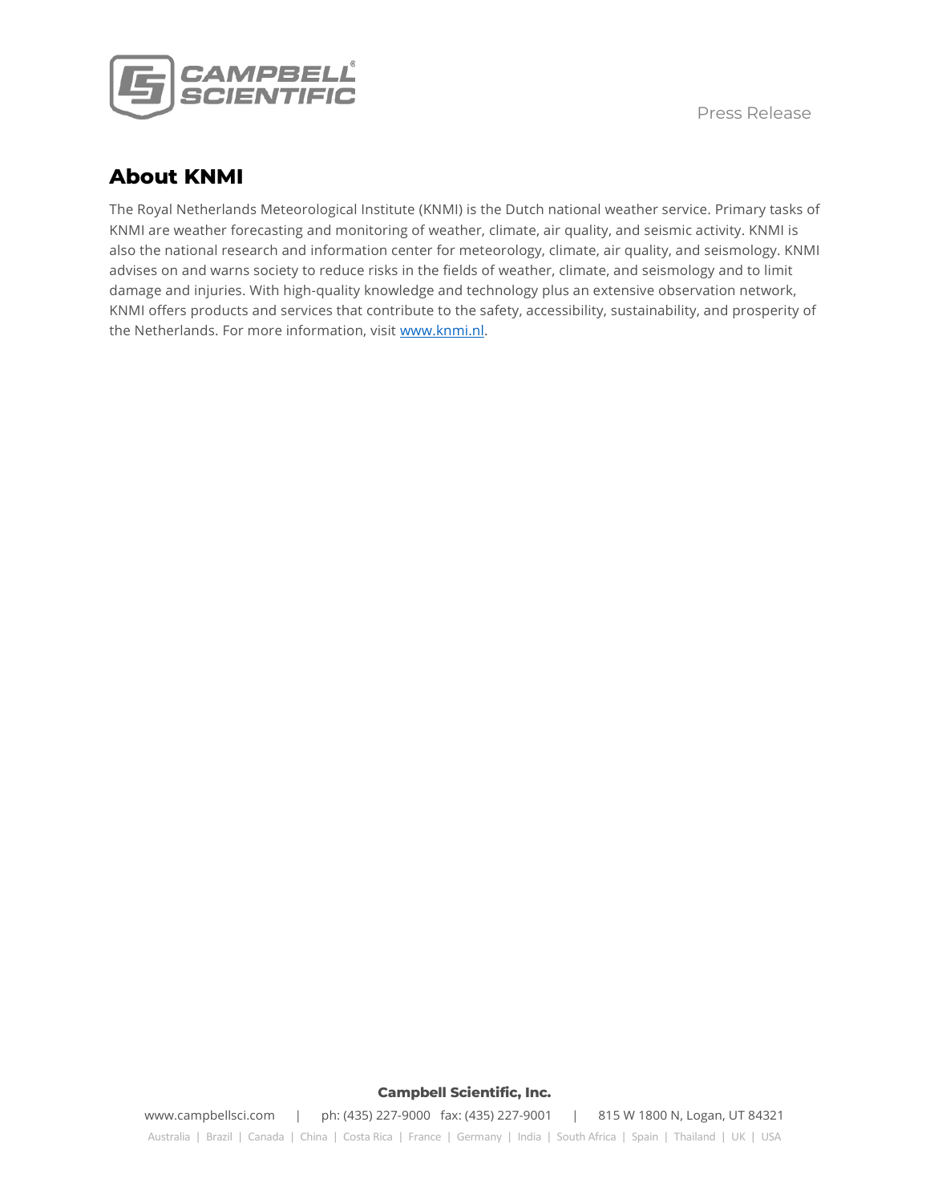## About KNMI

The Royal Netherlands Meteorological Institute (KNMI) is the Dutch national weather service. Primary tasks of KNMI are weather forecasting and monitoring of weather, climate, air quality, and seismic activity. KNMI is also the national research and information center for meteorology, climate, air quality, and seismology. KNMI advises on and warns society to reduce risks in the fields of weather, climate, and seismology and to limit damage and injuries. With high-quality knowledge and technology plus an extensive observation network, KNMI offers products and services that contribute to the safety, accessibility, sustainability, and prosperity of the Netherlands. For more information, visit [www.knmi.nl](http://www.knmi.nl).